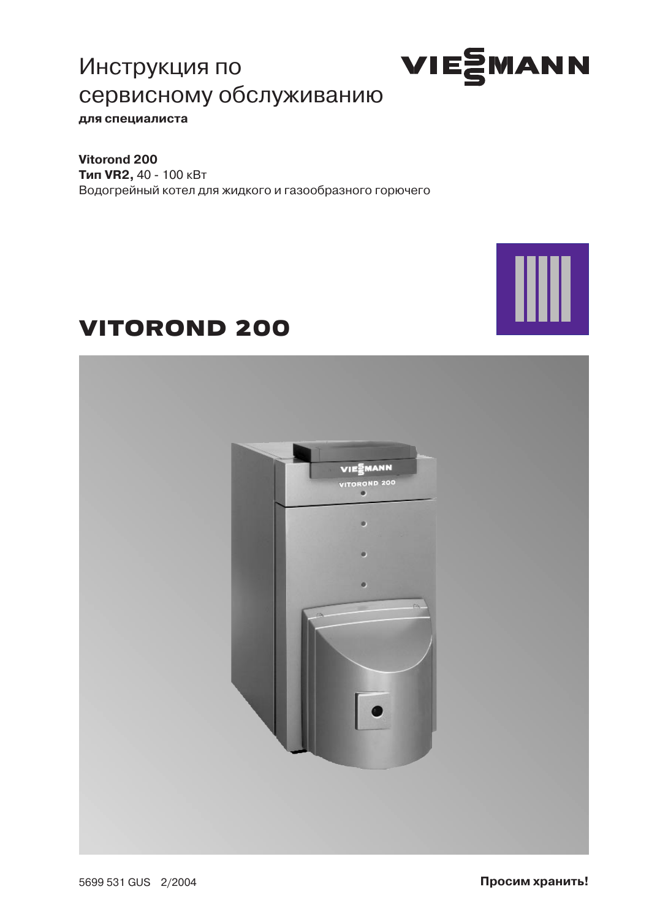# Инструкция по сервисному обслуживанию

**для специалиста**

VIESMANN

**Vitorond 200**
**Тип VR2,** 40 - 100 кВт
Водогрейный котел для жидкого и газообразного горючего

## VITOROND 200

5699 531 GUS 2/2004

**Просим хранить!**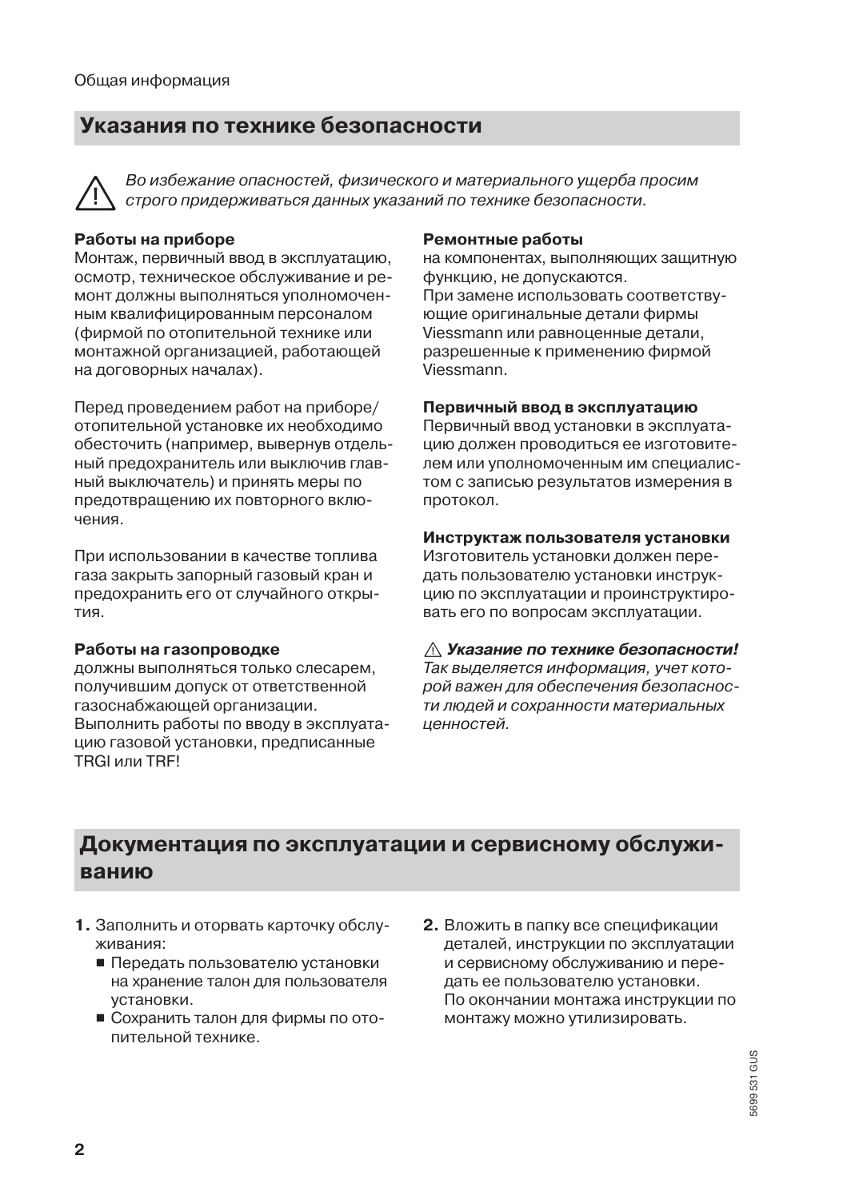## Указания по технике безопасности

⚠ *Во избежание опасностей, физического и материального ущерба просим строго придерживаться данных указаний по технике безопасности.*

**Работы на приборе**
Монтаж, первичный ввод в эксплуатацию, осмотр, техническое обслуживание и ремонт должны выполняться уполномоченным квалифицированным персоналом (фирмой по отопительной технике или монтажной организацией, работающей на договорных началах).

Перед проведением работ на приборе/отопительной установке их необходимо обесточить (например, вывернув отдельный предохранитель или выключив главный выключатель) и принять меры по предотвращению их повторного включения.

При использовании в качестве топлива газа закрыть запорный газовый кран и предохранить его от случайного открытия.

**Работы на газопроводке**
должны выполняться только слесарем, получившим допуск от ответственной газоснабжающей организации.
Выполнить работы по вводу в эксплуатацию газовой установки, предписанные TRGI или TRF!

**Ремонтные работы**
на компонентах, выполняющих защитную функцию, не допускаются.
При замене использовать соответствующие оригинальные детали фирмы Viessmann или равноценные детали, разрешенные к применению фирмой Viessmann.

**Первичный ввод в эксплуатацию**
Первичный ввод установки в эксплуатацию должен проводиться ее изготовителем или уполномоченным им специалистом с записью результатов измерения в протокол.

**Инструктаж пользователя установки**
Изготовитель установки должен передать пользователю установки инструкцию по эксплуатации и проинструктировать его по вопросам эксплуатации.

⚠ ***Указание по технике безопасности!***
*Так выделяется информация, учет которой важен для обеспечения безопасности людей и сохранности материальных ценностей.*

## Документация по эксплуатации и сервисному обслуживанию

1. Заполнить и оторвать карточку обслуживания:
   - Передать пользователю установки на хранение талон для пользователя установки.
   - Сохранить талон для фирмы по отопительной технике.
2. Вложить в папку все спецификации деталей, инструкции по эксплуатации и сервисному обслуживанию и передать ее пользователю установки.
   По окончании монтажа инструкции по монтажу можно утилизировать.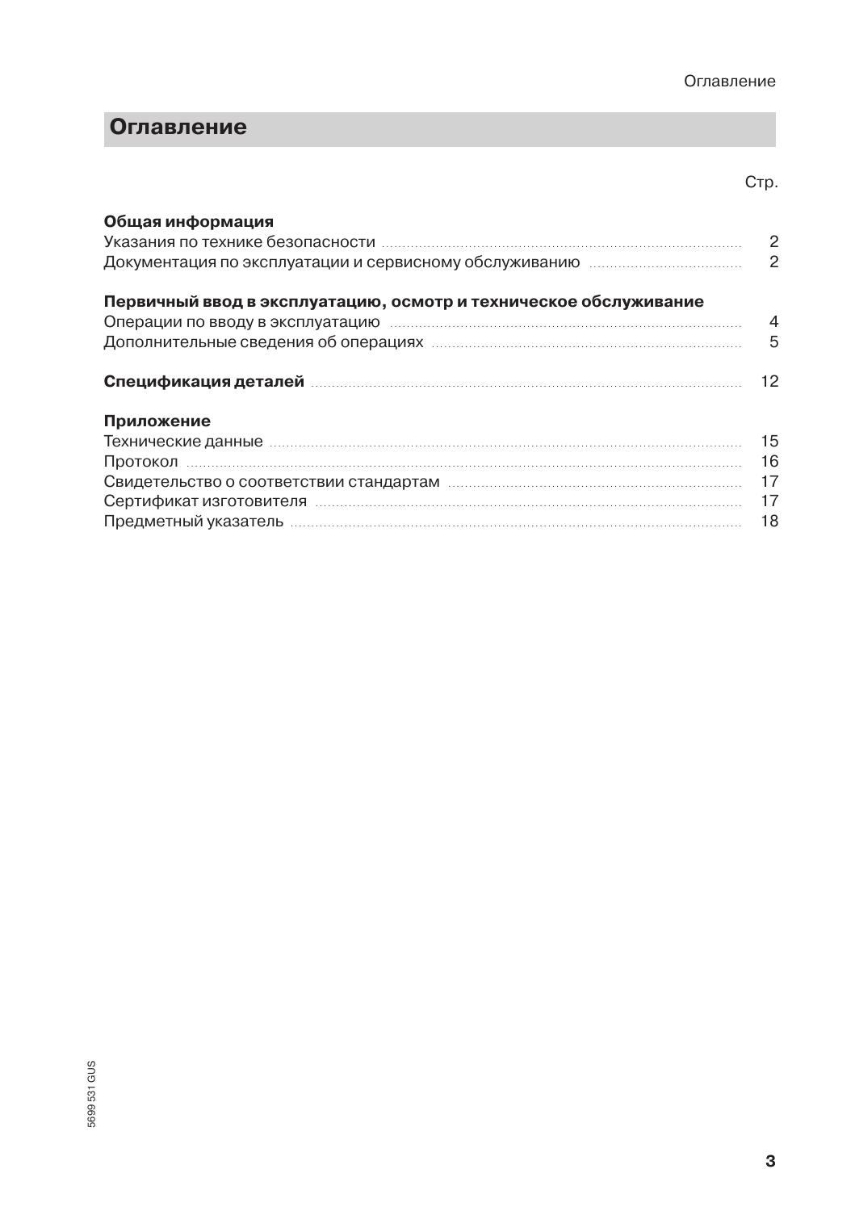# Оглавление

Стр.

**Общая информация**

Указания по технике безопасности ..... 2

Документация по эксплуатации и сервисному обслуживанию ..... 2

**Первичный ввод в эксплуатацию, осмотр и техническое обслуживание**

Операции по вводу в эксплуатацию ..... 4

Дополнительные сведения об операциях ..... 5

**Спецификация деталей** ..... 12

**Приложение**

Технические данные ..... 15

Протокол ..... 16

Свидетельство о соответствии стандартам ..... 17

Сертификат изготовителя ..... 17

Предметный указатель ..... 18

5699 531 GUS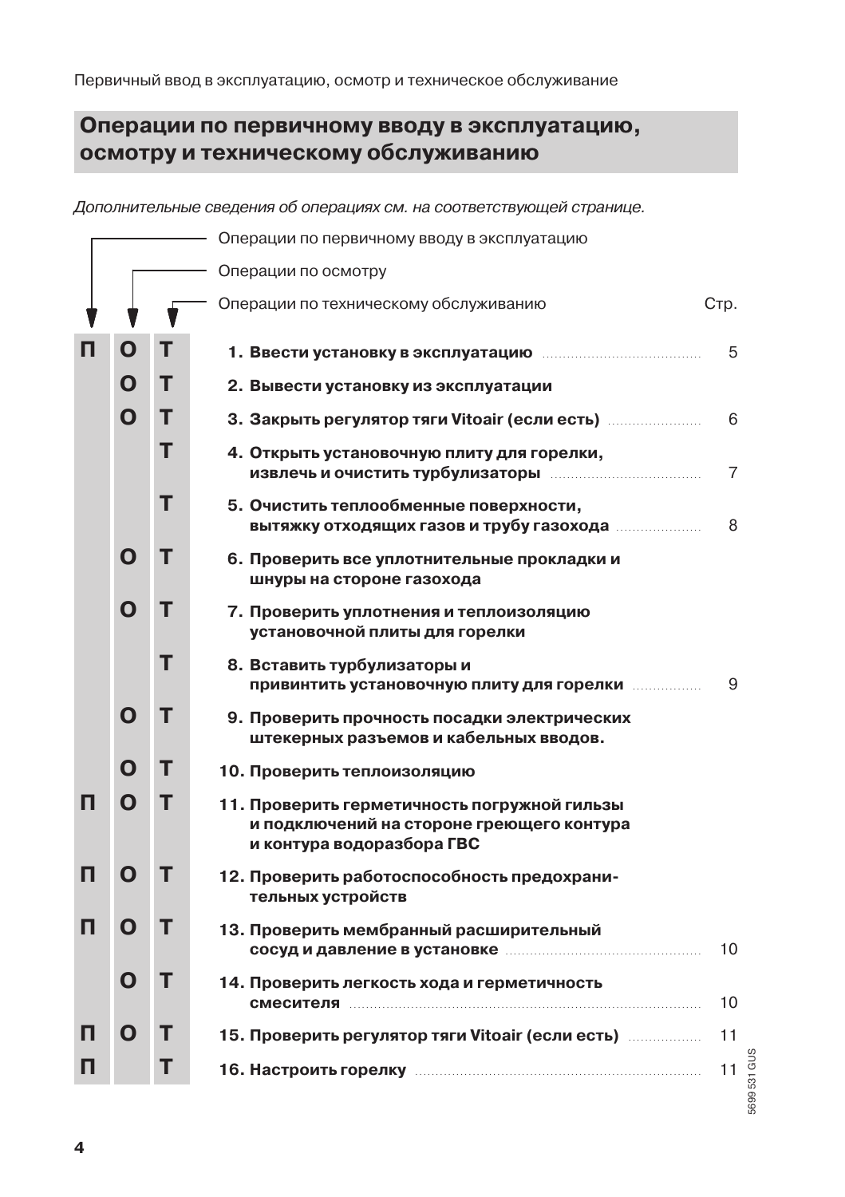## Операции по первичному вводу в эксплуатацию, осмотру и техническому обслуживанию

*Дополнительные сведения об операциях см. на соответствующей странице.*

П — Операции по первичному вводу в эксплуатацию
О — Операции по осмотру
Т — Операции по техническому обслуживанию

| П | О | Т | Операция | Стр. |
|---|---|---|---|---|
| П | О | Т | **1. Ввести установку в эксплуатацию** | 5 |
| | О | Т | **2. Вывести установку из эксплуатации** | |
| | О | Т | **3. Закрыть регулятор тяги Vitoair (если есть)** | 6 |
| | | Т | **4. Открыть установочную плиту для горелки, извлечь и очистить турбулизаторы** | 7 |
| | | Т | **5. Очистить теплообменные поверхности, вытяжку отходящих газов и трубу газохода** | 8 |
| | О | Т | **6. Проверить все уплотнительные прокладки и шнуры на стороне газохода** | |
| | О | Т | **7. Проверить уплотнения и теплоизоляцию установочной плиты для горелки** | |
| | | Т | **8. Вставить турбулизаторы и привинтить установочную плиту для горелки** | 9 |
| | О | Т | **9. Проверить прочность посадки электрических штекерных разъемов и кабельных вводов.** | |
| | О | Т | **10. Проверить теплоизоляцию** | |
| П | О | Т | **11. Проверить герметичность погружной гильзы и подключений на стороне греющего контура и контура водоразбора ГВС** | |
| П | О | Т | **12. Проверить работоспособность предохранительных устройств** | |
| П | О | Т | **13. Проверить мембранный расширительный сосуд и давление в установке** | 10 |
| | О | Т | **14. Проверить легкость хода и герметичность смесителя** | 10 |
| П | О | Т | **15. Проверить регулятор тяги Vitoair (если есть)** | 11 |
| П | | Т | **16. Настроить горелку** | 11 |

5699 531 GUS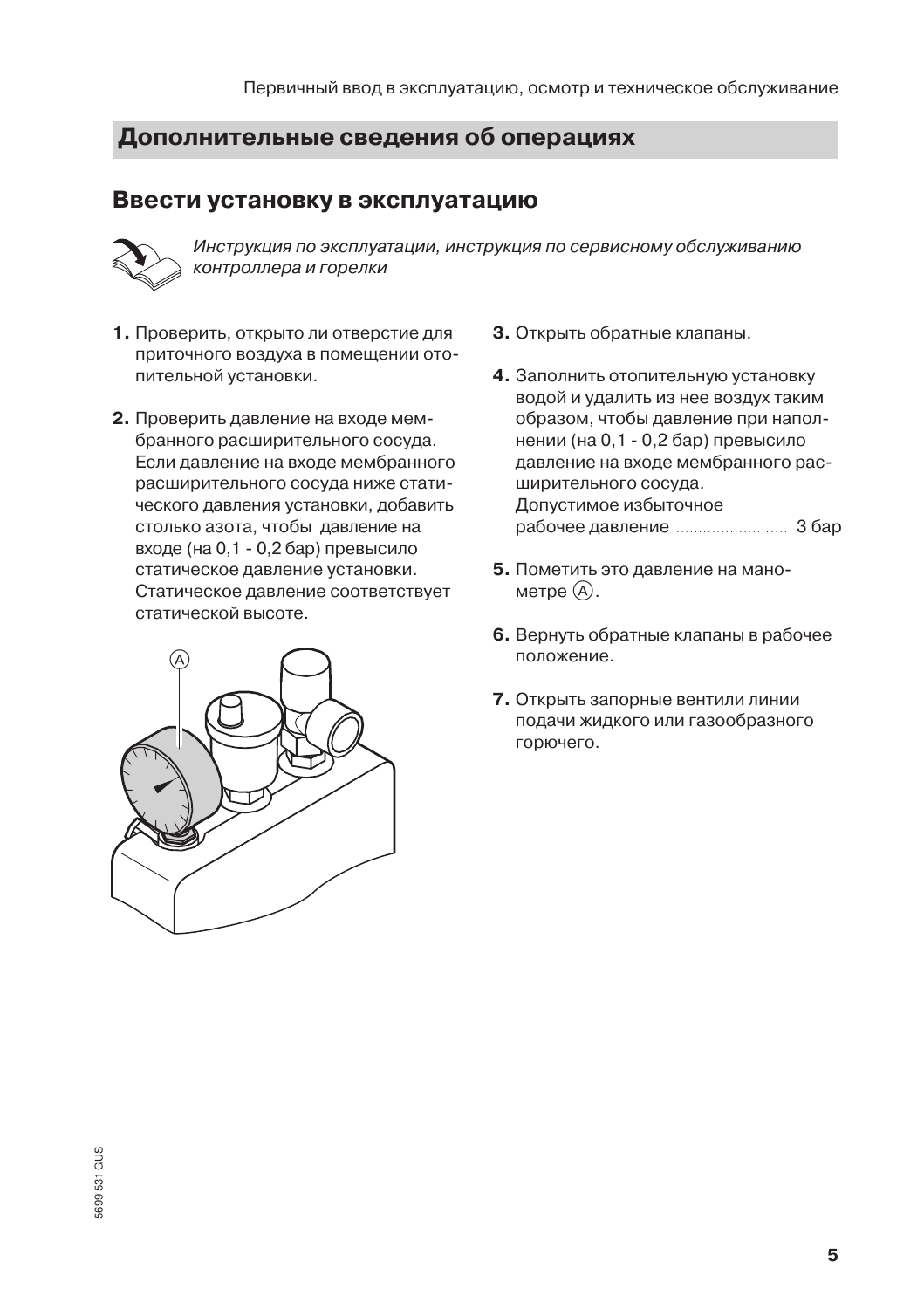## Дополнительные сведения об операциях

### Ввести установку в эксплуатацию

*Инструкция по эксплуатации, инструкция по сервисному обслуживанию контроллера и горелки*

1. Проверить, открыто ли отверстие для приточного воздуха в помещении отопительной установки.

2. Проверить давление на входе мембранного расширительного сосуда. Если давление на входе мембранного расширительного сосуда ниже статического давления установки, добавить столько азота, чтобы давление на входе (на 0,1 - 0,2 бар) превысило статическое давление установки. Статическое давление соответствует статической высоте.

3. Открыть обратные клапаны.

4. Заполнить отопительную установку водой и удалить из нее воздух таким образом, чтобы давление при наполнении (на 0,1 - 0,2 бар) превысило давление на входе мембранного расширительного сосуда.
   Допустимое избыточное рабочее давление ........................ 3 бар

5. Пометить это давление на манометре Ⓐ.

6. Вернуть обратные клапаны в рабочее положение.

7. Открыть запорные вентили линии подачи жидкого или газообразного горючего.

5699 531 GUS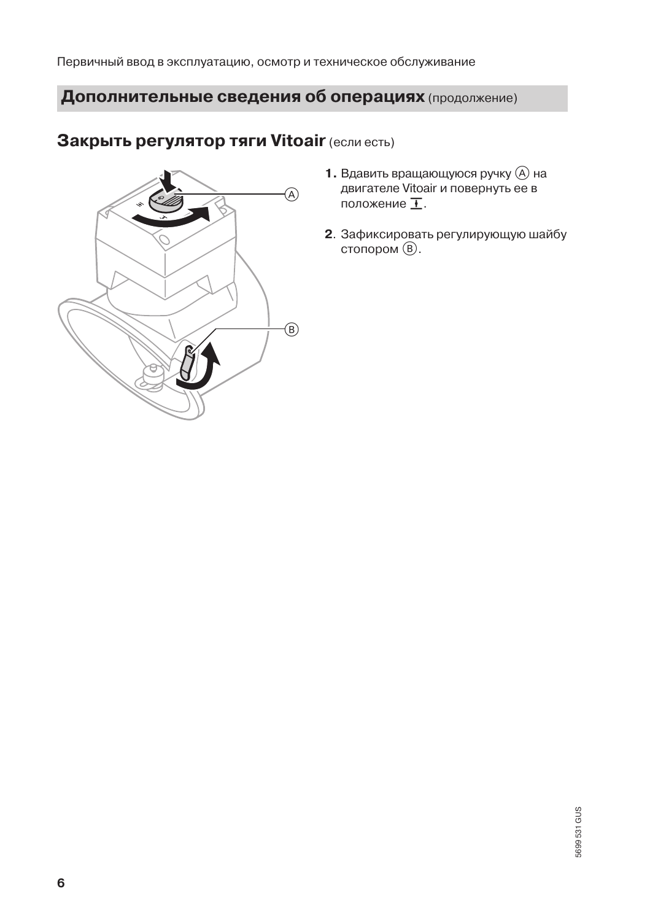## Дополнительные сведения об операциях (продолжение)

### Закрыть регулятор тяги Vitoair (если есть)

1. Вдавить вращающуюся ручку (A) на двигателе Vitoair и повернуть ее в положение ⊥̲.
2. Зафиксировать регулирующую шайбу стопором (B).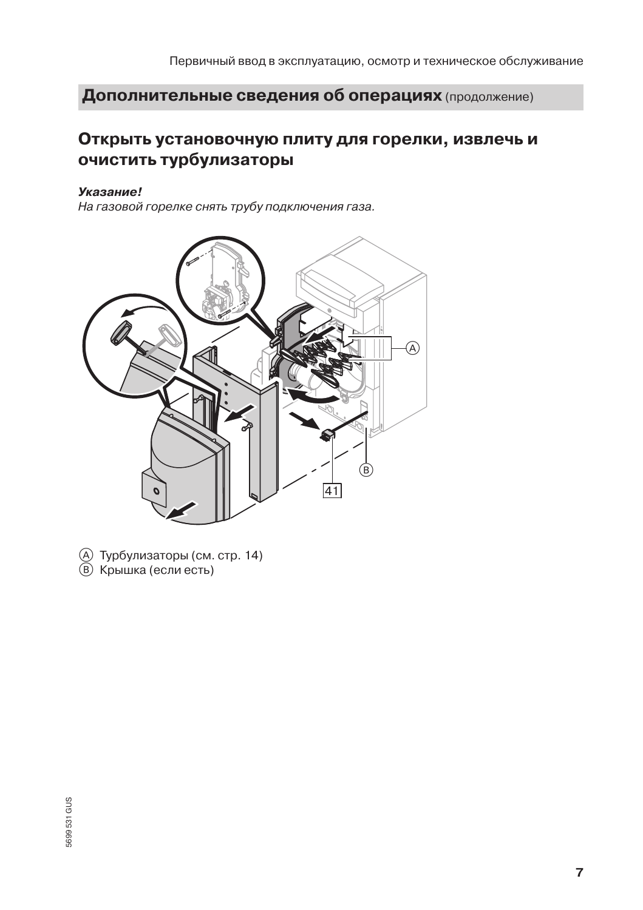## Дополнительные сведения об операциях (продолжение)

### Открыть установочную плиту для горелки, извлечь и очистить турбулизаторы

***Указание!***
*На газовой горелке снять трубу подключения газа.*

Ⓐ Турбулизаторы (см. стр. 14)
Ⓑ Крышка (если есть)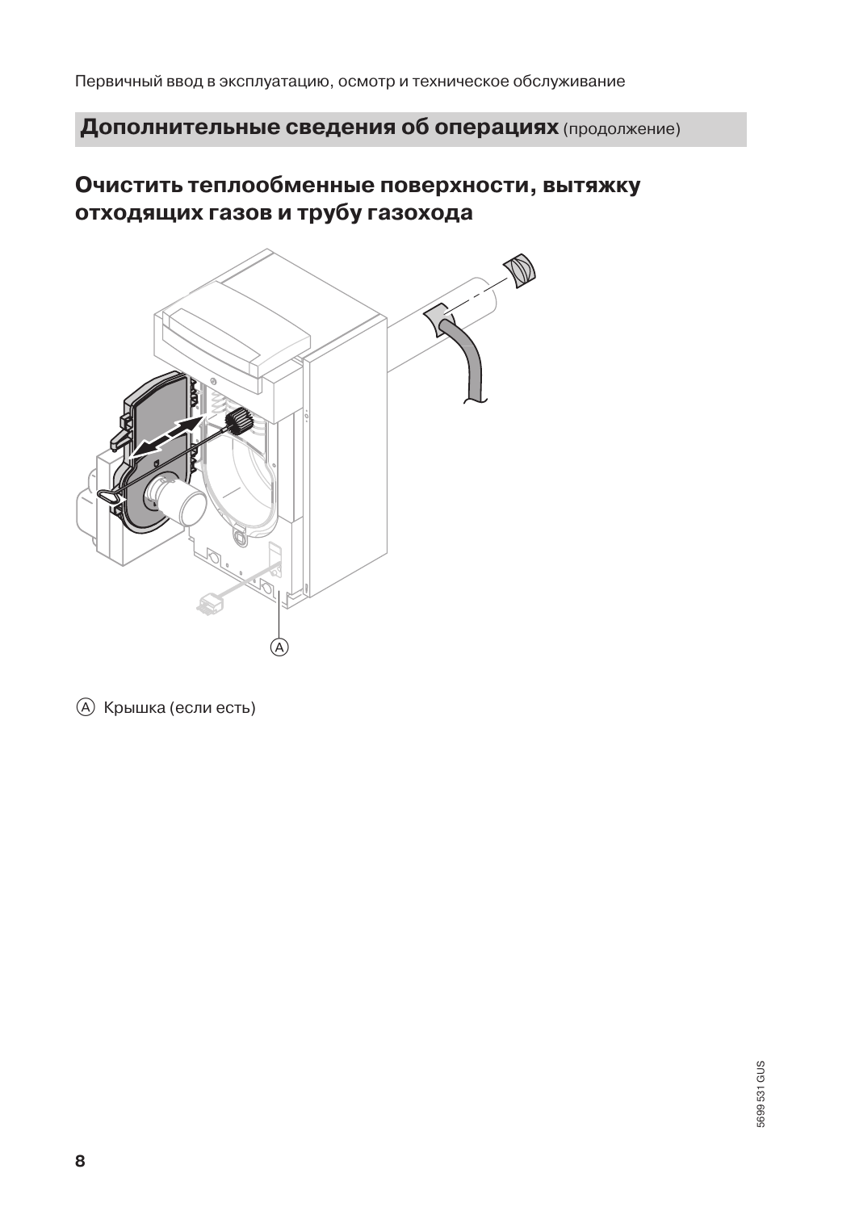## Дополнительные сведения об операциях (продолжение)

### Очистить теплообменные поверхности, вытяжку отходящих газов и трубу газохода

Ⓐ Крышка (если есть)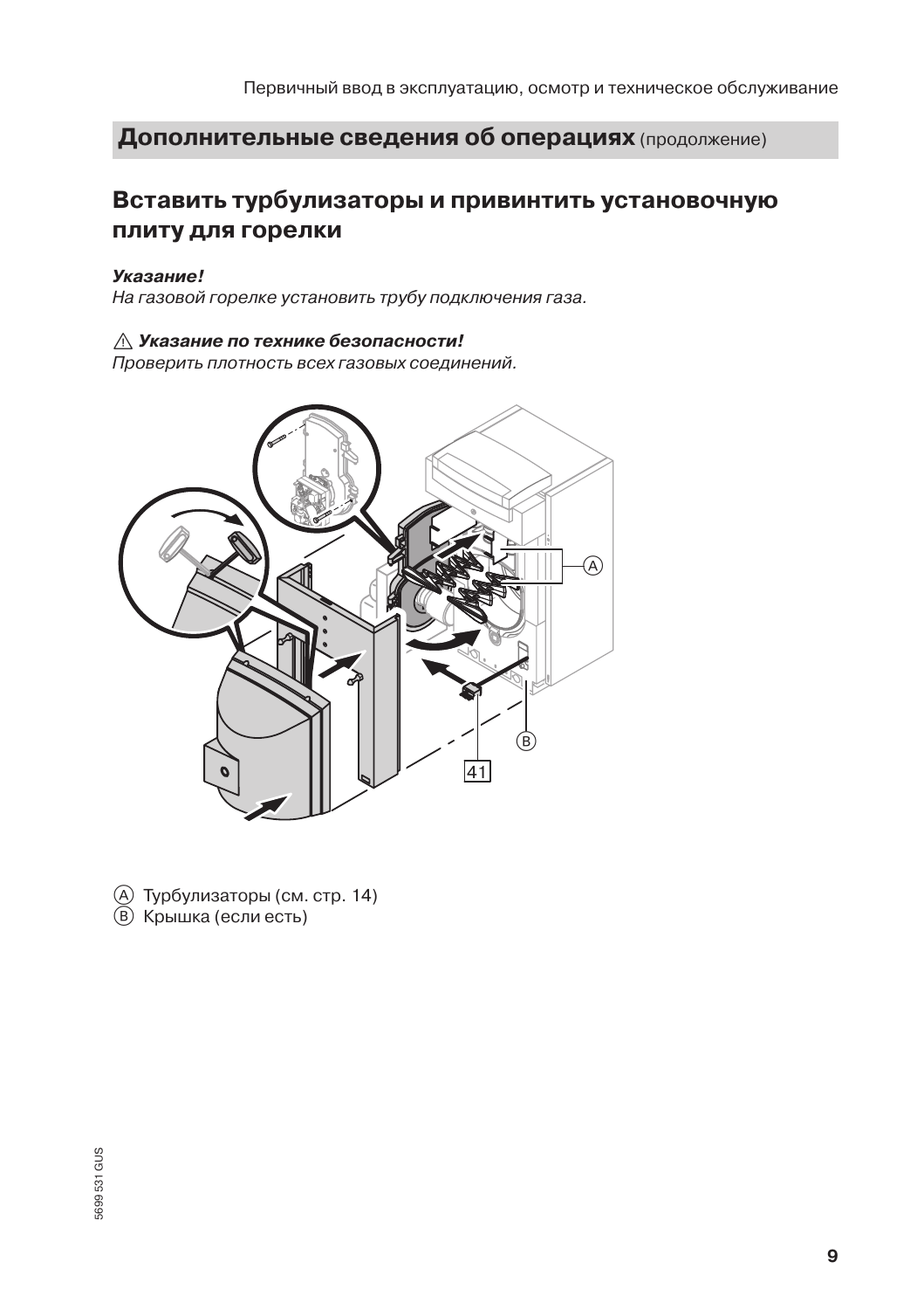## Дополнительные сведения об операциях (продолжение)

### Вставить турбулизаторы и привинтить установочную плиту для горелки

***Указание!***
*На газовой горелке установить трубу подключения газа.*

⚠ ***Указание по технике безопасности!***
*Проверить плотность всех газовых соединений.*

Ⓐ Турбулизаторы (см. стр. 14)
Ⓑ Крышка (если есть)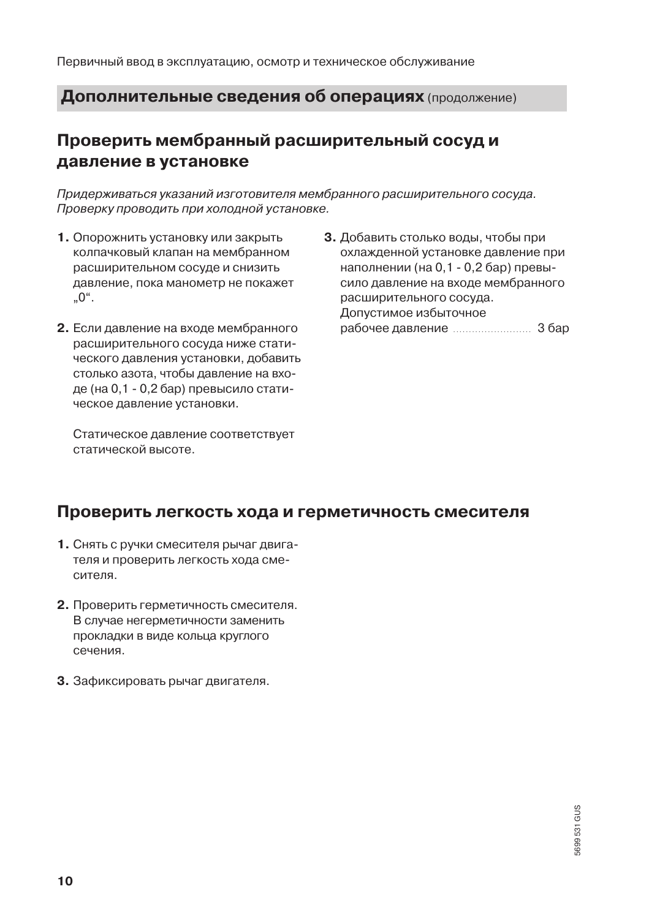## Дополнительные сведения об операциях (продолжение)

## Проверить мембранный расширительный сосуд и давление в установке

*Придерживаться указаний изготовителя мембранного расширительного сосуда. Проверку проводить при холодной установке.*

1. Опорожнить установку или закрыть колпачковый клапан на мембранном расширительном сосуде и снизить давление, пока манометр не покажет „0“.
2. Если давление на входе мембранного расширительного сосуда ниже статического давления установки, добавить столько азота, чтобы давление на входе (на 0,1 - 0,2 бар) превысило статическое давление установки.

   Статическое давление соответствует статической высоте.
3. Добавить столько воды, чтобы при охлажденной установке давление при наполнении (на 0,1 - 0,2 бар) превысило давление на входе мембранного расширительного сосуда.
   Допустимое избыточное рабочее давление ........ 3 бар

## Проверить легкость хода и герметичность смесителя

1. Снять с ручки смесителя рычаг двигателя и проверить легкость хода смесителя.
2. Проверить герметичность смесителя. В случае негерметичности заменить прокладки в виде кольца круглого сечения.
3. Зафиксировать рычаг двигателя.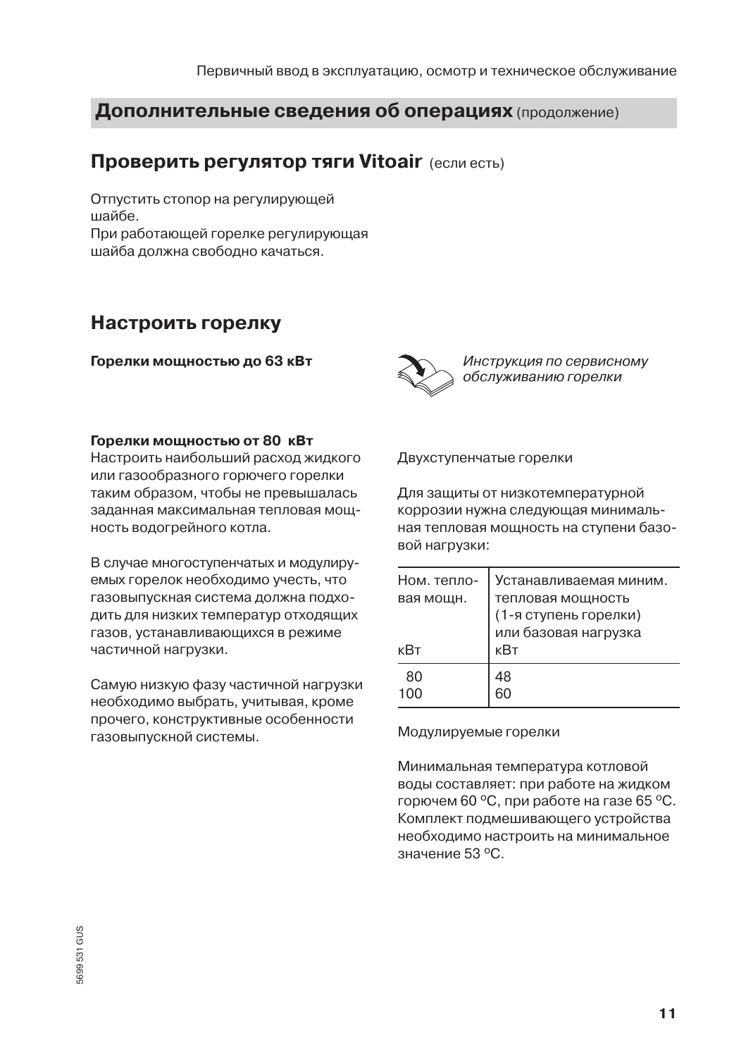## Дополнительные сведения об операциях (продолжение)

## Проверить регулятор тяги Vitoair (если есть)

Отпустить стопор на регулирующей шайбе.
При работающей горелке регулирующая шайба должна свободно качаться.

## Настроить горелку

**Горелки мощностью до 63 кВт**

*Инструкция по сервисному обслуживанию горелки*

**Горелки мощностью от 80 кВт**
Настроить наибольший расход жидкого или газообразного горючего горелки таким образом, чтобы не превышалась заданная максимальная тепловая мощность водогрейного котла.

В случае многоступенчатых и модулируемых горелок необходимо учесть, что газовыпускная система должна подходить для низких температур отходящих газов, устанавливающихся в режиме частичной нагрузки.

Самую низкую фазу частичной нагрузки необходимо выбрать, учитывая, кроме прочего, конструктивные особенности газовыпускной системы.

Двухступенчатые горелки

Для защиты от низкотемпературной коррозии нужна следующая минимальная тепловая мощность на ступени базовой нагрузки:

| Ном. тепловая мощн. кВт | Устанавливаемая миним. тепловая мощность (1-я ступень горелки) или базовая нагрузка кВт |
|---|---|
| 80 | 48 |
| 100 | 60 |

Модулируемые горелки

Минимальная температура котловой воды составляет: при работе на жидком горючем 60 °С, при работе на газе 65 °С. Комплект подмешивающего устройства необходимо настроить на минимальное значение 53 °С.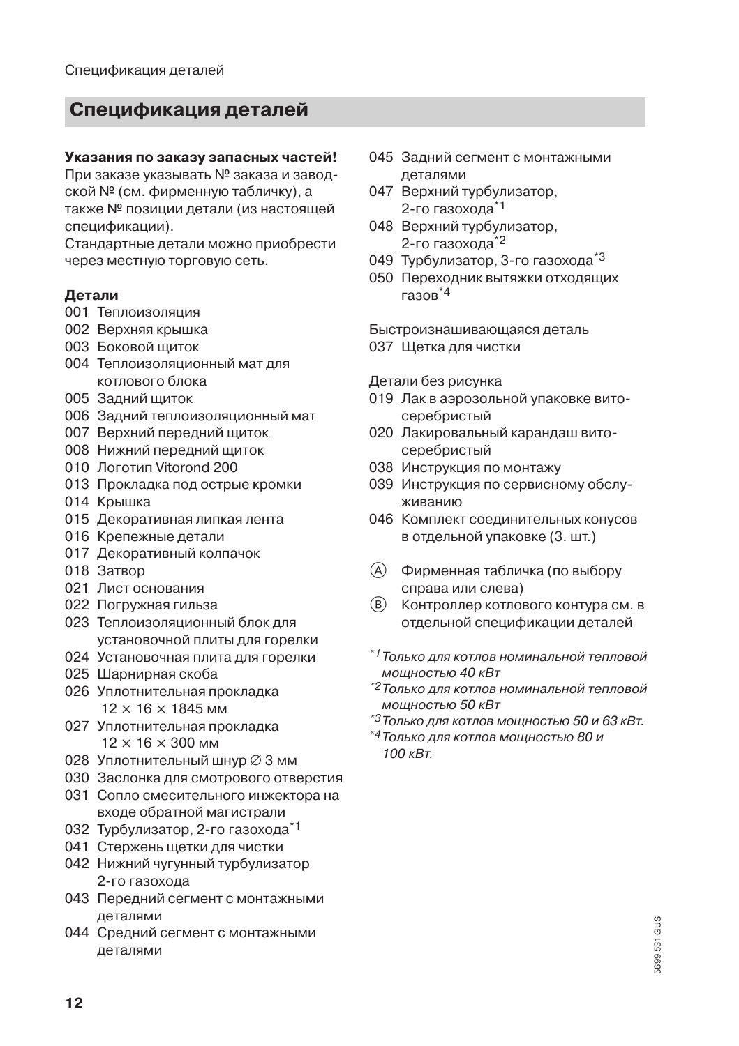# Спецификация деталей

**Указания по заказу запасных частей!**
При заказе указывать № заказа и заводской № (см. фирменную табличку), а также № позиции детали (из настоящей спецификации).
Стандартные детали можно приобрести через местную торговую сеть.

**Детали**

001 Теплоизоляция
002 Верхняя крышка
003 Боковой щиток
004 Теплоизоляционный мат для котлового блока
005 Задний щиток
006 Задний теплоизоляционный мат
007 Верхний передний щиток
008 Нижний передний щиток
010 Логотип Vitorond 200
013 Прокладка под острые кромки
014 Крышка
015 Декоративная липкая лента
016 Крепежные детали
017 Декоративный колпачок
018 Затвор
021 Лист основания
022 Погружная гильза
023 Теплоизоляционный блок для установочной плиты для горелки
024 Установочная плита для горелки
025 Шарнирная скоба
026 Уплотнительная прокладка 12 × 16 × 1845 мм
027 Уплотнительная прокладка 12 × 16 × 300 мм
028 Уплотнительный шнур ∅ 3 мм
030 Заслонка для смотрового отверстия
031 Сопло смесительного инжектора на входе обратной магистрали
032 Турбулизатор, 2-го газохода*1
041 Стержень щетки для чистки
042 Нижний чугунный турбулизатор 2-го газохода
043 Передний сегмент с монтажными деталями
044 Средний сегмент с монтажными деталями
045 Задний сегмент с монтажными деталями
047 Верхний турбулизатор, 2-го газохода*1
048 Верхний турбулизатор, 2-го газохода*2
049 Турбулизатор, 3-го газохода*3
050 Переходник вытяжки отходящих газов*4

Быстроизнашивающаяся деталь
037 Щетка для чистки

Детали без рисунка
019 Лак в аэрозольной упаковке вито-серебристый
020 Лакировальный карандаш вито-серебристый
038 Инструкция по монтажу
039 Инструкция по сервисному обслуживанию
046 Комплект соединительных конусов в отдельной упаковке (3. шт.)

Ⓐ Фирменная табличка (по выбору справа или слева)
Ⓑ Контроллер котлового контура см. в отдельной спецификации деталей

*1 *Только для котлов номинальной тепловой мощностью 40 кВт*
*2 *Только для котлов номинальной тепловой мощностью 50 кВт*
*3 *Только для котлов мощностью 50 и 63 кВт.*
*4 *Только для котлов мощностью 80 и 100 кВт.*

5699 531 GUS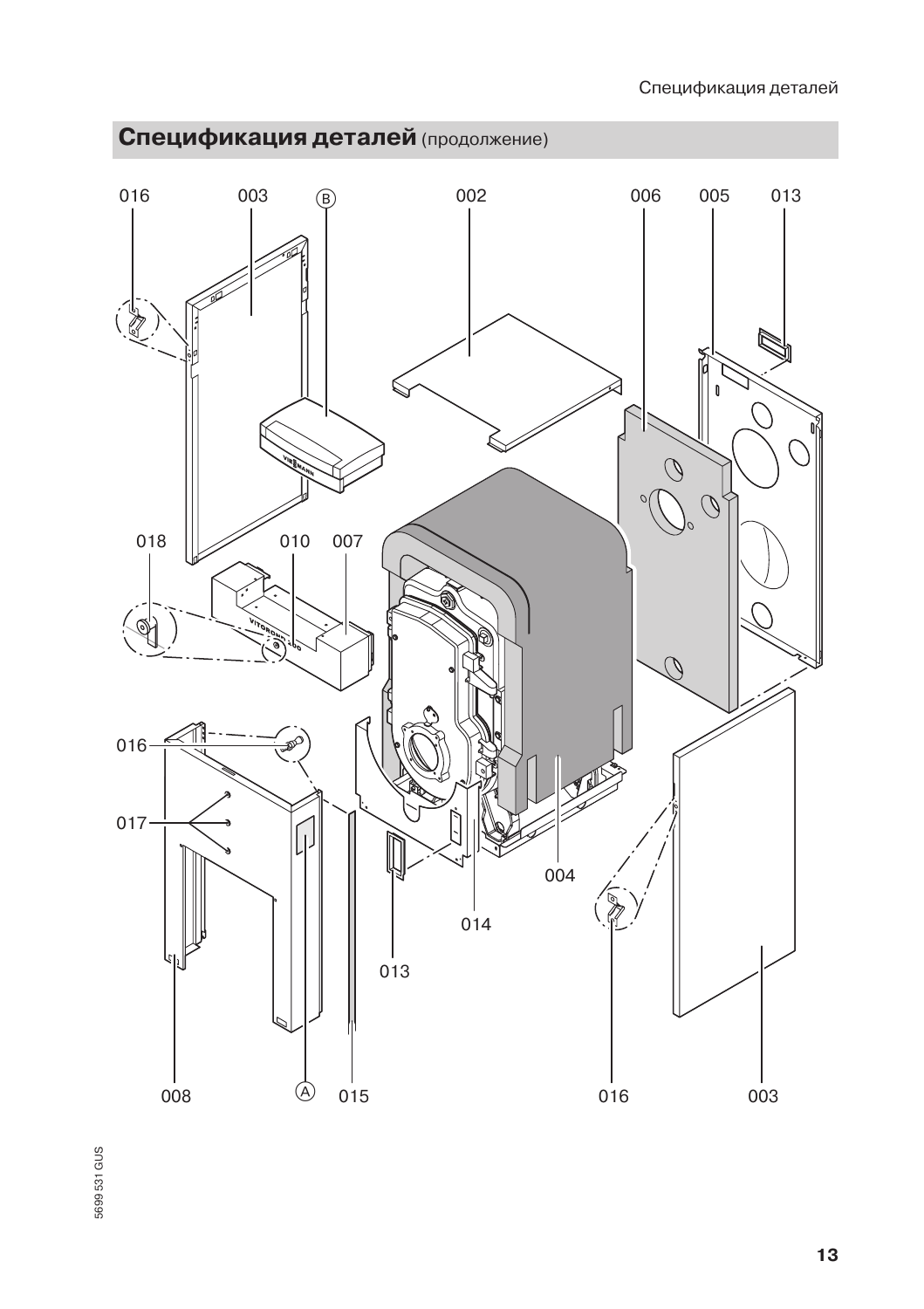## Спецификация деталей (продолжение)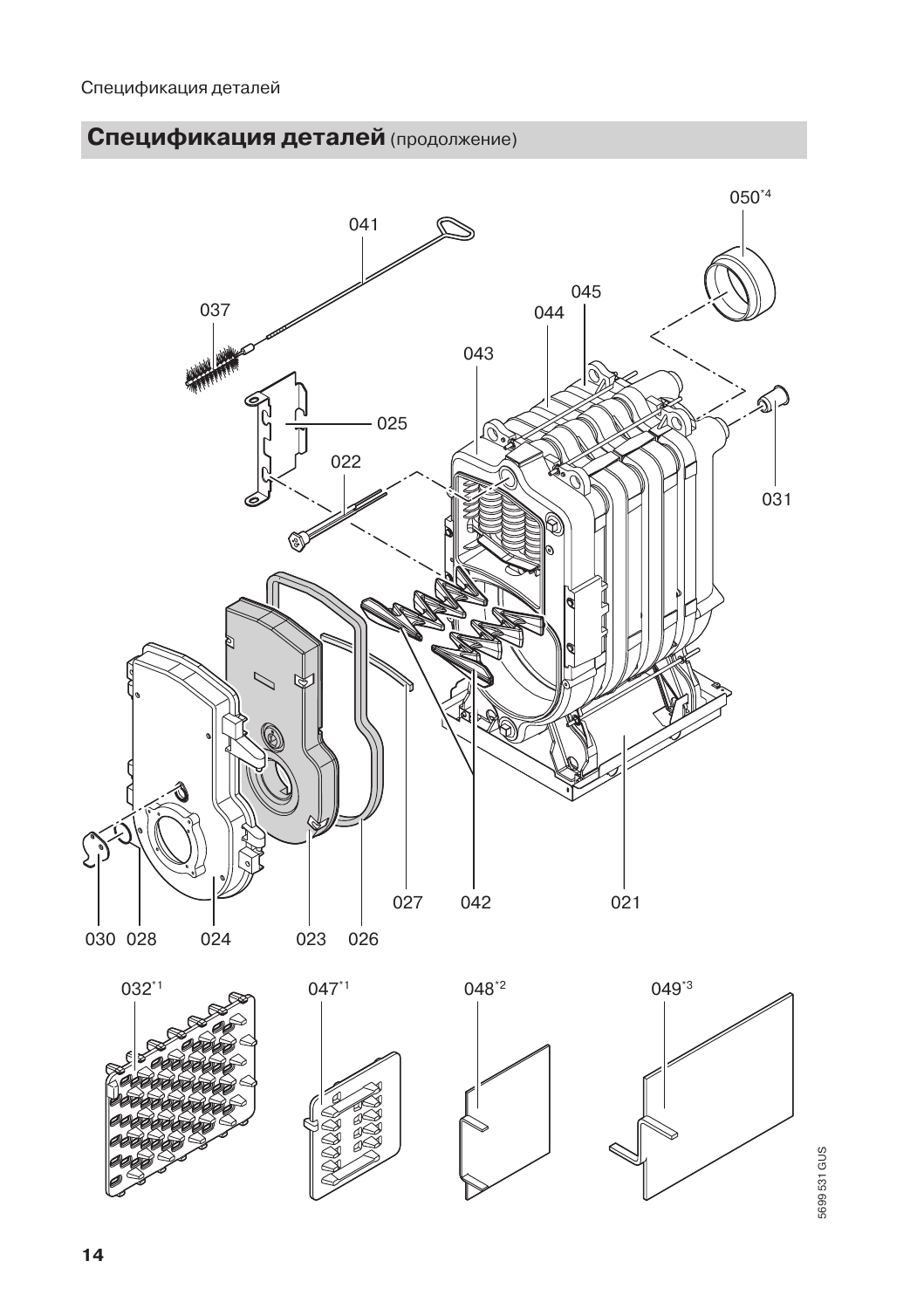## Спецификация деталей (продолжение)

041

037

025

022

050[*4]

045

044

043

031

030 028 024 023 026 027 042 021

032[*1]

047[*1]

048[*2]

049[*3]

5699 531 GUS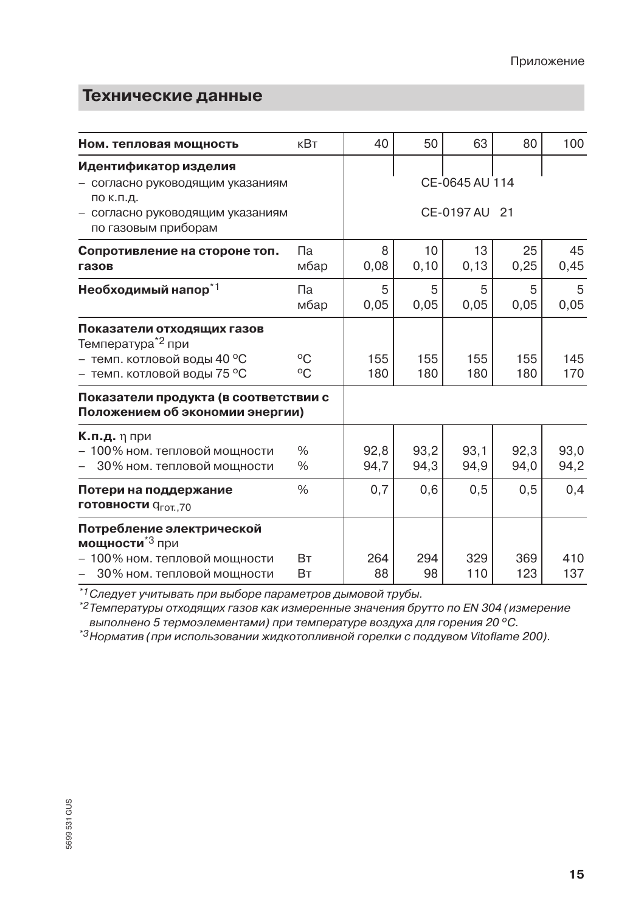## Технические данные

| **Ном. тепловая мощность** | кВт | 40 | 50 | 63 | 80 | 100 |
|---|---|---|---|---|---|---|
| **Идентификатор изделия** | | | | | | |
| – согласно руководящим указаниям по к.п.д. | | CE-0645 AU 114 | | | | |
| – согласно руководящим указаниям по газовым приборам | | CE-0197 AU 21 | | | | |
| **Сопротивление на стороне топ. газов** | Па<br>мбар | 8<br>0,08 | 10<br>0,10 | 13<br>0,13 | 25<br>0,25 | 45<br>0,45 |
| **Необходимый напор**[*1] | Па<br>мбар | 5<br>0,05 | 5<br>0,05 | 5<br>0,05 | 5<br>0,05 | 5<br>0,05 |
| **Показатели отходящих газов**<br>Температура[*2] при | | | | | | |
| – темп. котловой воды 40 °C | °C | 155 | 155 | 155 | 155 | 145 |
| – темп. котловой воды 75 °C | °C | 180 | 180 | 180 | 180 | 170 |
| **Показатели продукта (в соответствии с Положением об экономии энергии)** | | | | | | |
| **К.п.д.** η при | | | | | | |
| – 100% ном. тепловой мощности | % | 92,8 | 93,2 | 93,1 | 92,3 | 93,0 |
| – 30% ном. тепловой мощности | % | 94,7 | 94,3 | 94,9 | 94,0 | 94,2 |
| **Потери на поддержание готовности** $q_{гот.,70}$ | % | 0,7 | 0,6 | 0,5 | 0,5 | 0,4 |
| **Потребление электрической мощности**[*3] при | | | | | | |
| – 100% ном. тепловой мощности | Вт | 264 | 294 | 329 | 369 | 410 |
| – 30% ном. тепловой мощности | Вт | 88 | 98 | 110 | 123 | 137 |

*[*1] Следует учитывать при выборе параметров дымовой трубы.*

*[*2] Температуры отходящих газов как измеренные значения брутто по EN 304 (измерение выполнено 5 термоэлементами) при температуре воздуха для горения 20 °C.*

*[*3] Норматив (при использовании жидкотопливной горелки с поддувом Vitoflame 200).*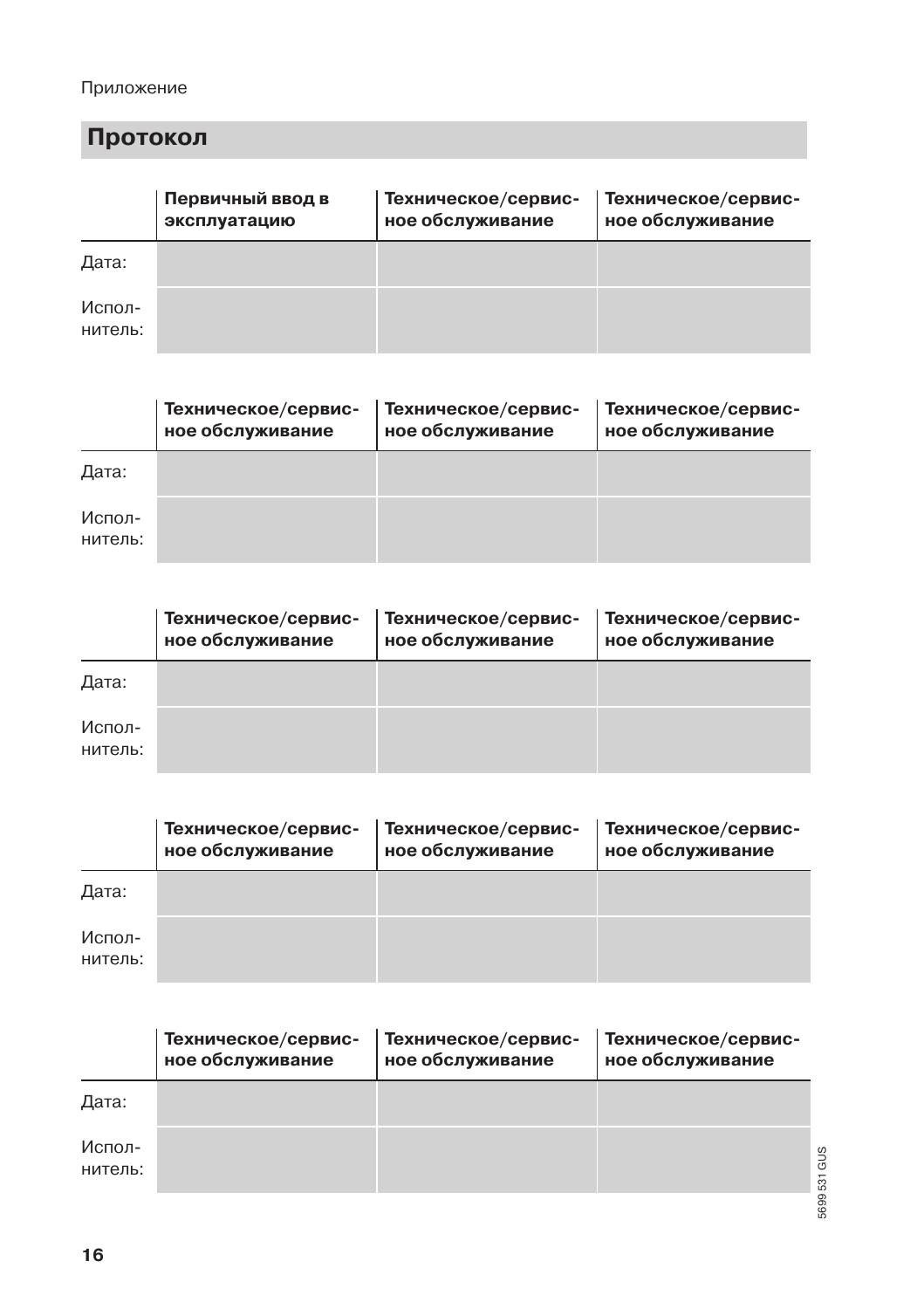Приложение

## Протокол

| | Первичный ввод в эксплуатацию | Техническое/сервисное обслуживание | Техническое/сервисное обслуживание |
|---|---|---|---|
| Дата: | | | |
| Исполнитель: | | | |

| | Техническое/сервисное обслуживание | Техническое/сервисное обслуживание | Техническое/сервисное обслуживание |
|---|---|---|---|
| Дата: | | | |
| Исполнитель: | | | |

| | Техническое/сервисное обслуживание | Техническое/сервисное обслуживание | Техническое/сервисное обслуживание |
|---|---|---|---|
| Дата: | | | |
| Исполнитель: | | | |

| | Техническое/сервисное обслуживание | Техническое/сервисное обслуживание | Техническое/сервисное обслуживание |
|---|---|---|---|
| Дата: | | | |
| Исполнитель: | | | |

| | Техническое/сервисное обслуживание | Техническое/сервисное обслуживание | Техническое/сервисное обслуживание |
|---|---|---|---|
| Дата: | | | |
| Исполнитель: | | | |

5699 531 GUS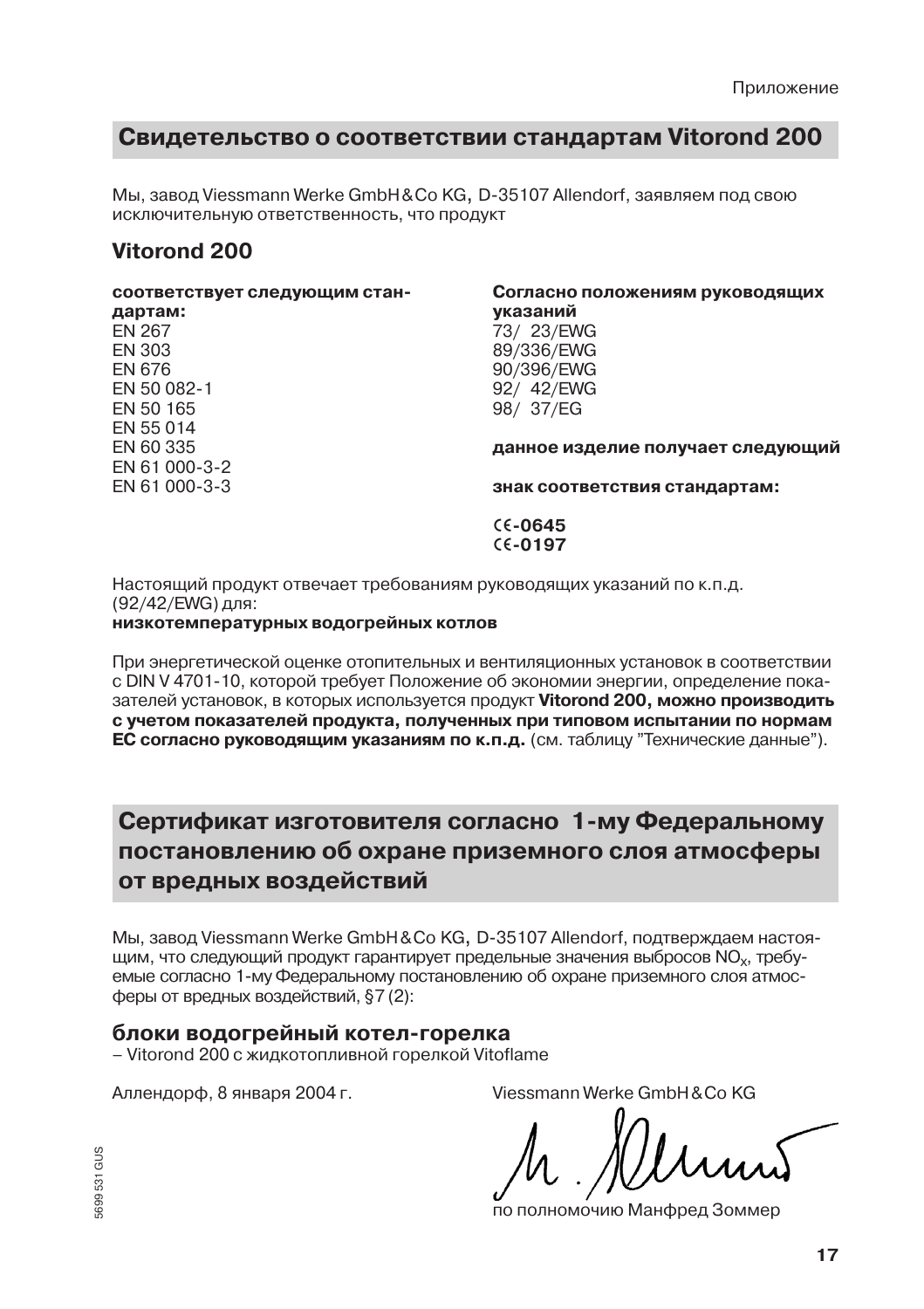## Свидетельство о соответствии стандартам Vitorond 200

Мы, завод Viessmann Werke GmbH & Co KG, D-35107 Allendorf, заявляем под свою исключительную ответственность, что продукт

### Vitorond 200

**соответствует следующим стандартам:**

EN 267
EN 303
EN 676
EN 50 082-1
EN 50 165
EN 55 014
EN 60 335
EN 61 000-3-2
EN 61 000-3-3

**Согласно положениям руководящих указаний**

73/ 23/EWG
89/336/EWG
90/396/EWG
92/ 42/EWG
98/ 37/EG

**данное изделие получает следующий знак соответствия стандартам:**

**CE-0645**
**CE-0197**

Настоящий продукт отвечает требованиям руководящих указаний по к.п.д. (92/42/EWG) для:
**низкотемпературных водогрейных котлов**

При энергетической оценке отопительных и вентиляционных установок в соответствии с DIN V 4701-10, которой требует Положение об экономии энергии, определение показателей установок, в которых используется продукт **Vitorond 200, можно производить с учетом показателей продукта, полученных при типовом испытании по нормам ЕС согласно руководящим указаниям по к.п.д.** (см. таблицу "Технические данные").

## Сертификат изготовителя согласно 1-му Федеральному постановлению об охране приземного слоя атмосферы от вредных воздействий

Мы, завод Viessmann Werke GmbH & Co KG, D-35107 Allendorf, подтверждаем настоящим, что следующий продукт гарантирует предельные значения выбросов $NO_x$, требуемые согласно 1-му Федеральному постановлению об охране приземного слоя атмосферы от вредных воздействий, §7 (2):

### блоки водогрейный котел-горелка

– Vitorond 200 с жидкотопливной горелкой Vitoflame

Аллендорф, 8 января 2004 г.

Viessmann Werke GmbH & Co KG

по полномочию Манфред Зоммер

5699 531 GUS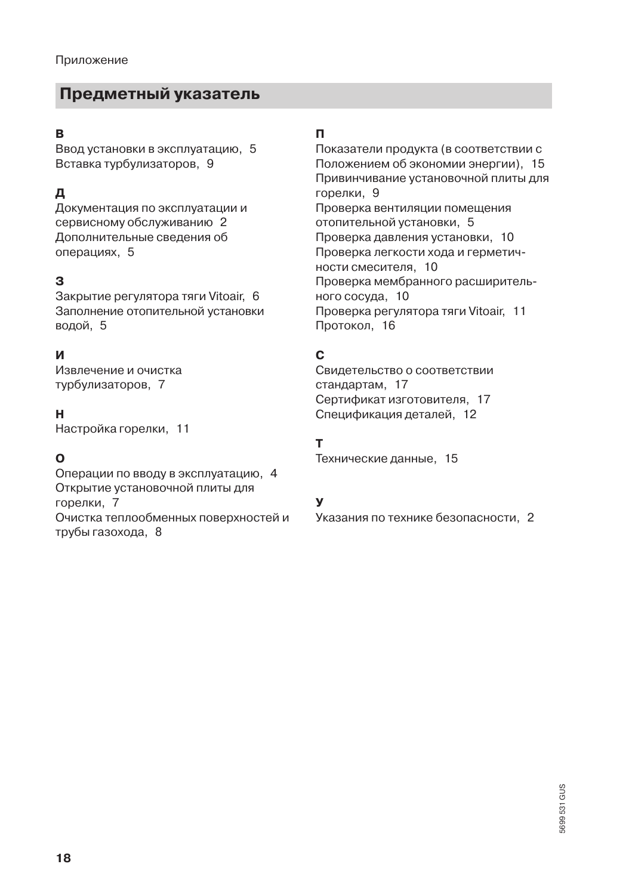## Предметный указатель

**В**

Ввод установки в эксплуатацию, 5
Вставка турбулизаторов, 9

**Д**

Документация по эксплуатации и сервисному обслуживанию 2
Дополнительные сведения об операциях, 5

**З**

Закрытие регулятора тяги Vitoair, 6
Заполнение отопительной установки водой, 5

**И**

Извлечение и очистка турбулизаторов, 7

**Н**

Настройка горелки, 11

**О**

Операции по вводу в эксплуатацию, 4
Открытие установочной плиты для горелки, 7
Очистка теплообменных поверхностей и трубы газохода, 8

**П**

Показатели продукта (в соответствии с Положением об экономии энергии), 15
Привинчивание установочной плиты для горелки, 9
Проверка вентиляции помещения отопительной установки, 5
Проверка давления установки, 10
Проверка легкости хода и герметичности смесителя, 10
Проверка мембранного расширительного сосуда, 10
Проверка регулятора тяги Vitoair, 11
Протокол, 16

**С**

Свидетельство о соответствии стандартам, 17
Сертификат изготовителя, 17
Спецификация деталей, 12

**Т**

Технические данные, 15

**У**

Указания по технике безопасности, 2

5699 531 GUS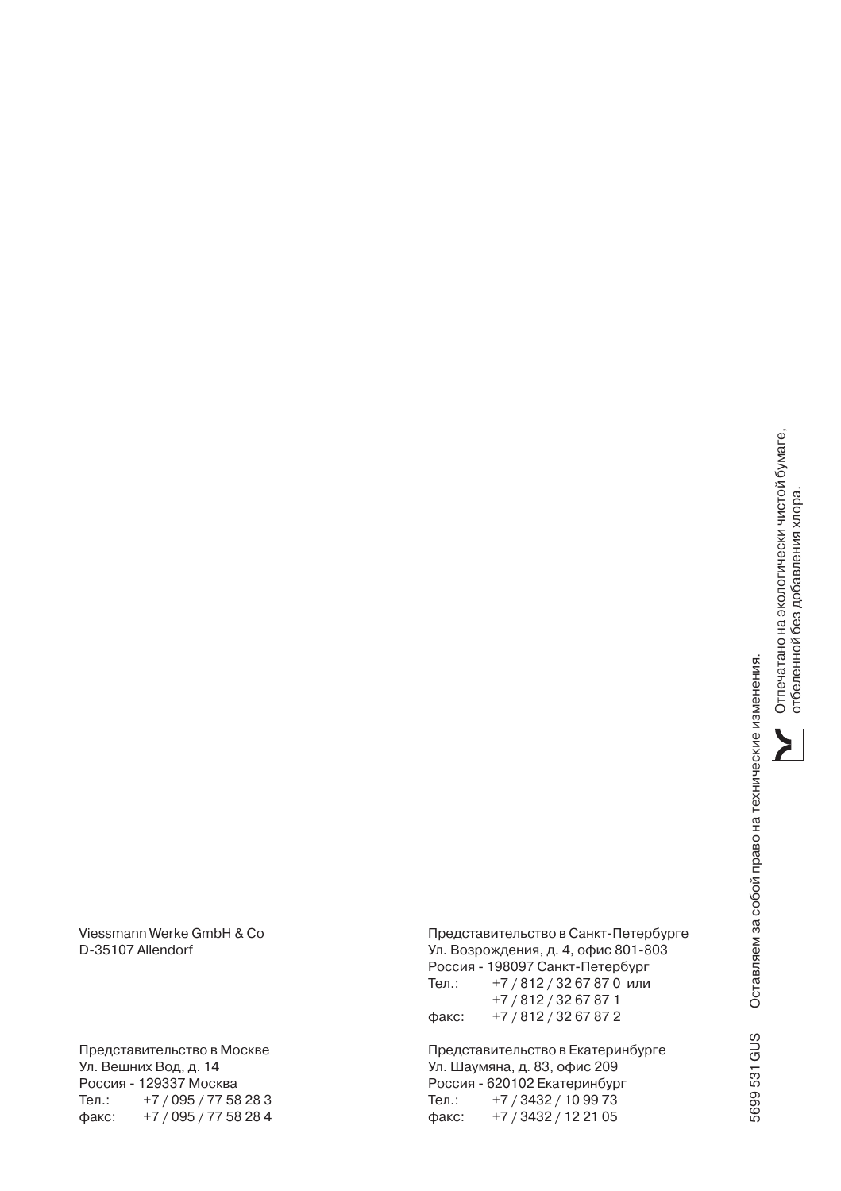Viessmann Werke GmbH & Co
D-35107 Allendorf

Представительство в Москве
Ул. Вешних Вод, д. 14
Россия - 129337 Москва

| | |
|---|---|
| Тел.: | +7 / 095 / 77 58 28 3 |
| факс: | +7 / 095 / 77 58 28 4 |

Представительство в Санкт-Петербурге
Ул. Возрождения, д. 4, офис 801-803
Россия - 198097 Санкт-Петербург

| | |
|---|---|
| Тел.: | +7 / 812 / 32 67 87 0 или |
| | +7 / 812 / 32 67 87 1 |
| факс: | +7 / 812 / 32 67 87 2 |

Представительство в Екатеринбурге
Ул. Шаумяна, д. 83, офис 209
Россия - 620102 Екатеринбург

| | |
|---|---|
| Тел.: | +7 / 3432 / 10 99 73 |
| факс: | +7 / 3432 / 12 21 05 |

5699 531 GUS    Оставляем за собой право на технические изменения.

Отпечатано на экологически чистой бумаге, отбеленной без добавления хлора.